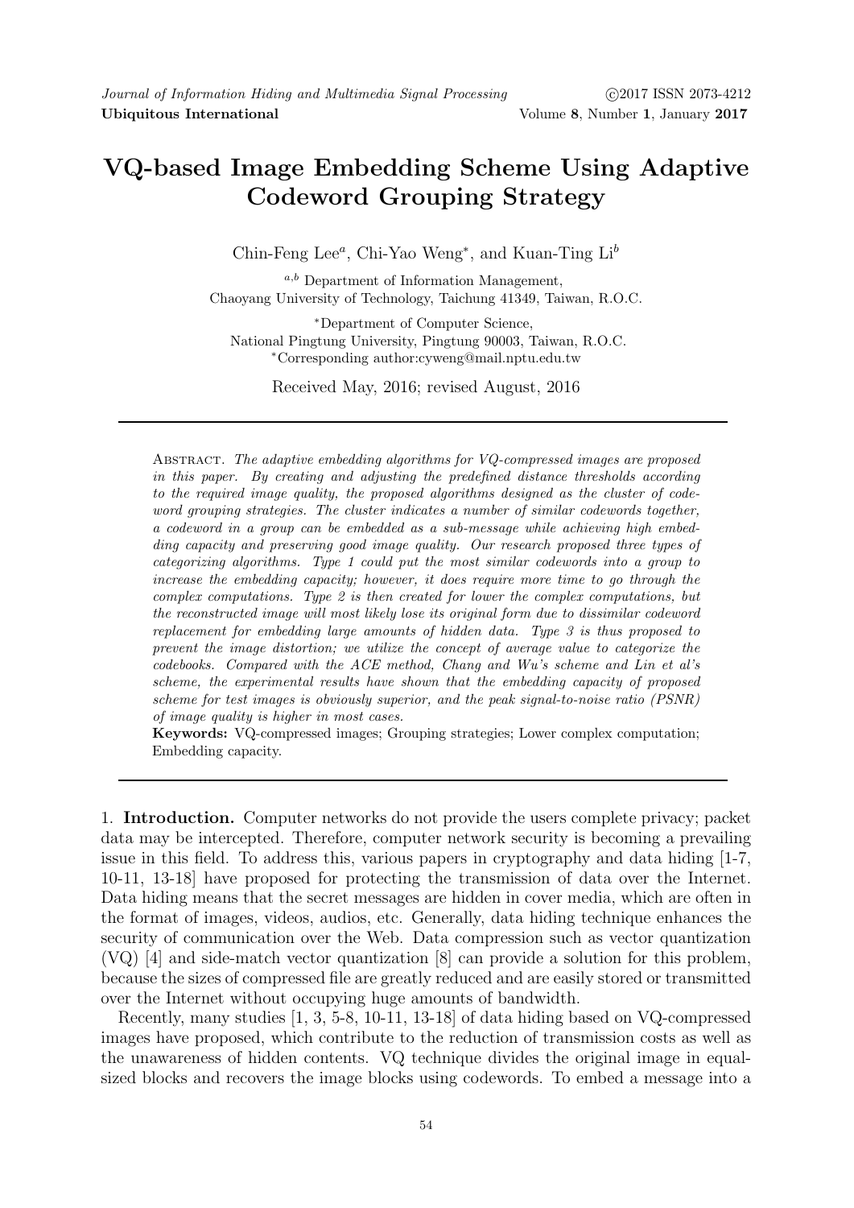# VQ-based Image Embedding Scheme Using Adaptive Codeword Grouping Strategy

Chin-Feng Lee[a], Chi-Yao Weng[*], and Kuan-Ting Li[b]

[a,b] Department of Information Management,
Chaoyang University of Technology, Taichung 41349, Taiwan, R.O.C.

[*]Department of Computer Science,
National Pingtung University, Pingtung 90003, Taiwan, R.O.C.
[*]Corresponding author:cyweng@mail.nptu.edu.tw

Received May, 2016; revised August, 2016

---

Abstract. *The adaptive embedding algorithms for VQ-compressed images are proposed in this paper. By creating and adjusting the predefined distance thresholds according to the required image quality, the proposed algorithms designed as the cluster of codeword grouping strategies. The cluster indicates a number of similar codewords together, a codeword in a group can be embedded as a sub-message while achieving high embedding capacity and preserving good image quality. Our research proposed three types of categorizing algorithms. Type 1 could put the most similar codewords into a group to increase the embedding capacity; however, it does require more time to go through the complex computations. Type 2 is then created for lower the complex computations, but the reconstructed image will most likely lose its original form due to dissimilar codeword replacement for embedding large amounts of hidden data. Type 3 is thus proposed to prevent the image distortion; we utilize the concept of average value to categorize the codebooks. Compared with the ACE method, Chang and Wu's scheme and Lin et al's scheme, the experimental results have shown that the embedding capacity of proposed scheme for test images is obviously superior, and the peak signal-to-noise ratio (PSNR) of image quality is higher in most cases.*

**Keywords:** VQ-compressed images; Grouping strategies; Lower complex computation; Embedding capacity.

---

1. **Introduction.** Computer networks do not provide the users complete privacy; packet data may be intercepted. Therefore, computer network security is becoming a prevailing issue in this field. To address this, various papers in cryptography and data hiding [1-7, 10-11, 13-18] have proposed for protecting the transmission of data over the Internet. Data hiding means that the secret messages are hidden in cover media, which are often in the format of images, videos, audios, etc. Generally, data hiding technique enhances the security of communication over the Web. Data compression such as vector quantization (VQ) [4] and side-match vector quantization [8] can provide a solution for this problem, because the sizes of compressed file are greatly reduced and are easily stored or transmitted over the Internet without occupying huge amounts of bandwidth.

Recently, many studies [1, 3, 5-8, 10-11, 13-18] of data hiding based on VQ-compressed images have proposed, which contribute to the reduction of transmission costs as well as the unawareness of hidden contents. VQ technique divides the original image in equal-sized blocks and recovers the image blocks using codewords. To embed a message into a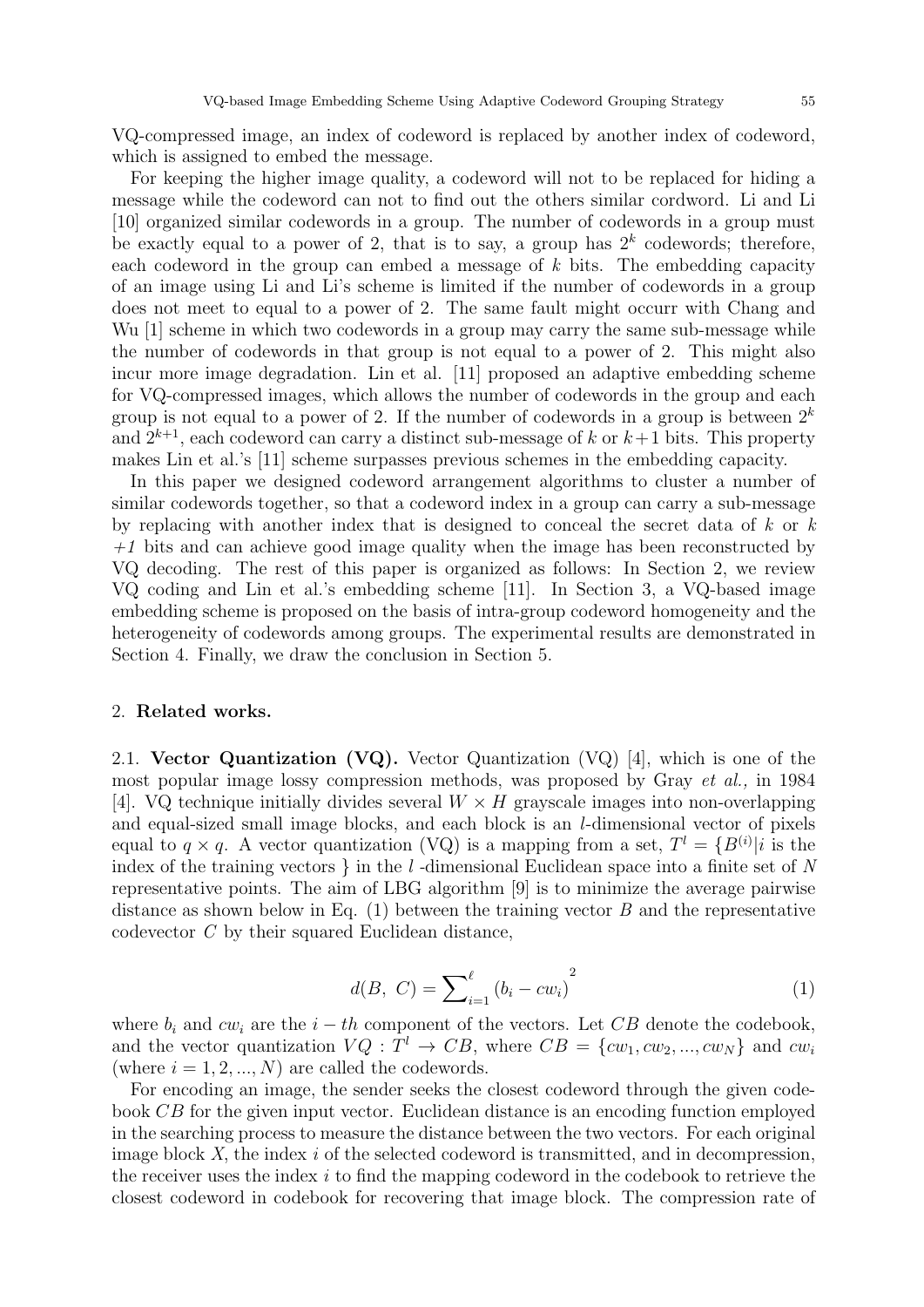VQ-compressed image, an index of codeword is replaced by another index of codeword, which is assigned to embed the message.

For keeping the higher image quality, a codeword will not to be replaced for hiding a message while the codeword can not to find out the others similar cordword. Li and Li [10] organized similar codewords in a group. The number of codewords in a group must be exactly equal to a power of 2, that is to say, a group has $2^k$ codewords; therefore, each codeword in the group can embed a message of $k$ bits. The embedding capacity of an image using Li and Li's scheme is limited if the number of codewords in a group does not meet to equal to a power of 2. The same fault might occurr with Chang and Wu [1] scheme in which two codewords in a group may carry the same sub-message while the number of codewords in that group is not equal to a power of 2. This might also incur more image degradation. Lin et al. [11] proposed an adaptive embedding scheme for VQ-compressed images, which allows the number of codewords in the group and each group is not equal to a power of 2. If the number of codewords in a group is between $2^k$ and $2^{k+1}$, each codeword can carry a distinct sub-message of $k$ or $k+1$ bits. This property makes Lin et al.'s [11] scheme surpasses previous schemes in the embedding capacity.

In this paper we designed codeword arrangement algorithms to cluster a number of similar codewords together, so that a codeword index in a group can carry a sub-message by replacing with another index that is designed to conceal the secret data of $k$ or $k+1$ bits and can achieve good image quality when the image has been reconstructed by VQ decoding. The rest of this paper is organized as follows: In Section 2, we review VQ coding and Lin et al.'s embedding scheme [11]. In Section 3, a VQ-based image embedding scheme is proposed on the basis of intra-group codeword homogeneity and the heterogeneity of codewords among groups. The experimental results are demonstrated in Section 4. Finally, we draw the conclusion in Section 5.

## 2. Related works.

### 2.1. Vector Quantization (VQ).

Vector Quantization (VQ) [4], which is one of the most popular image lossy compression methods, was proposed by Gray *et al.,* in 1984 [4]. VQ technique initially divides several $W \times H$ grayscale images into non-overlapping and equal-sized small image blocks, and each block is an $l$-dimensional vector of pixels equal to $q \times q$. A vector quantization (VQ) is a mapping from a set, $T^l = \{B^{(i)} | i$ is the index of the training vectors $\}$ in the $l$ -dimensional Euclidean space into a finite set of $N$ representative points. The aim of LBG algorithm [9] is to minimize the average pairwise distance as shown below in Eq. (1) between the training vector $B$ and the representative codevector $C$ by their squared Euclidean distance,

$$d(B,\ C) = \sum_{i=1}^{\ell} (b_i - cw_i)^2 \tag{1}$$

where $b_i$ and $cw_i$ are the $i-th$ component of the vectors. Let $CB$ denote the codebook, and the vector quantization $VQ : T^l \rightarrow CB$, where $CB = \{cw_1, cw_2, ..., cw_N\}$ and $cw_i$ (where $i = 1, 2, ..., N$) are called the codewords.

For encoding an image, the sender seeks the closest codeword through the given codebook $CB$ for the given input vector. Euclidean distance is an encoding function employed in the searching process to measure the distance between the two vectors. For each original image block $X$, the index $i$ of the selected codeword is transmitted, and in decompression, the receiver uses the index $i$ to find the mapping codeword in the codebook to retrieve the closest codeword in codebook for recovering that image block. The compression rate of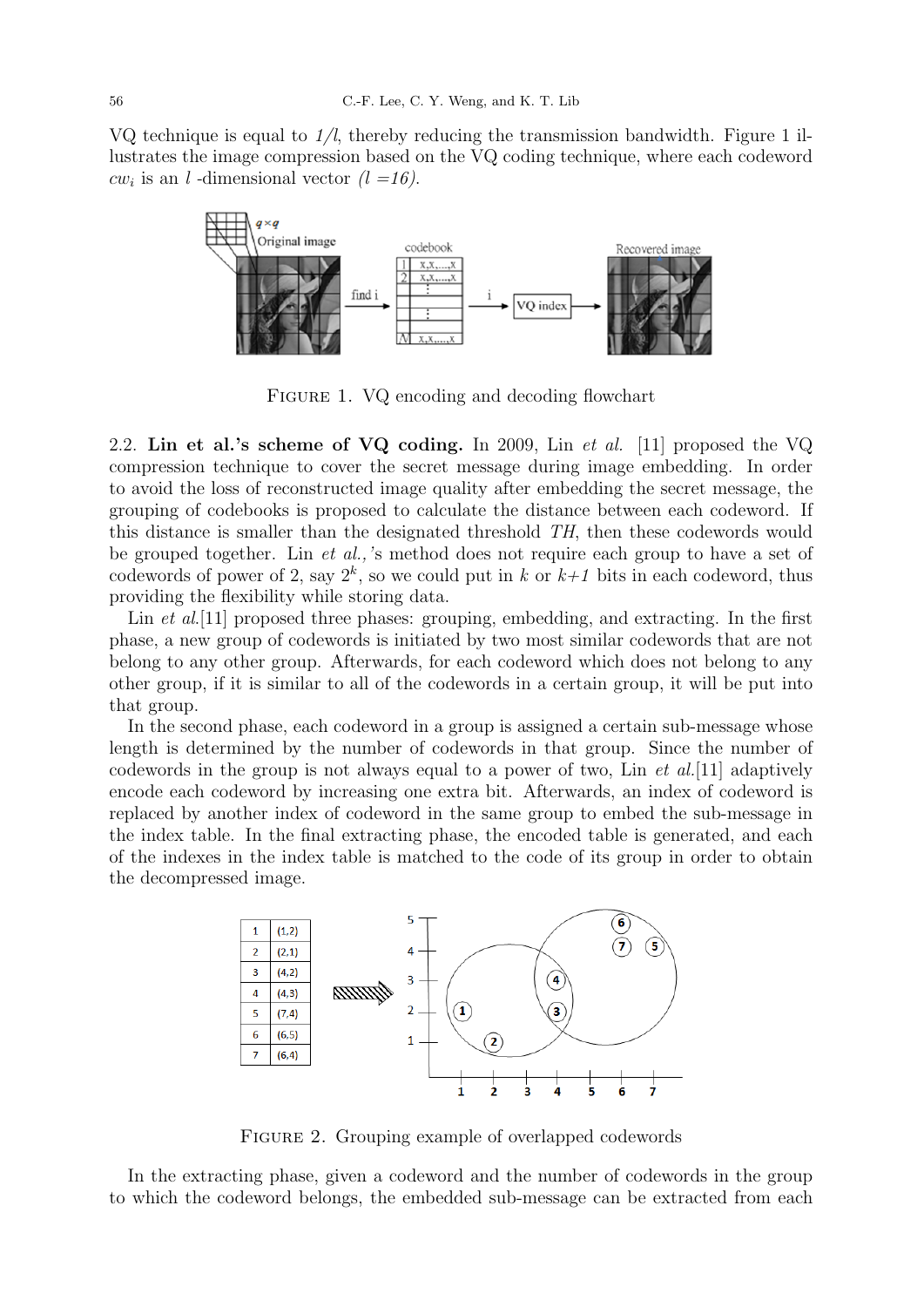VQ technique is equal to $1/l$, thereby reducing the transmission bandwidth. Figure 1 illustrates the image compression based on the VQ coding technique, where each codeword $cw_i$ is an $l$ -dimensional vector $(l = 16)$.

FIGURE 1. VQ encoding and decoding flowchart

### 2.2. Lin et al.'s scheme of VQ coding.

In 2009, Lin *et al.* [11] proposed the VQ compression technique to cover the secret message during image embedding. In order to avoid the loss of reconstructed image quality after embedding the secret message, the grouping of codebooks is proposed to calculate the distance between each codeword. If this distance is smaller than the designated threshold $TH$, then these codewords would be grouped together. Lin *et al.,'*s method does not require each group to have a set of codewords of power of 2, say $2^k$, so we could put in $k$ or $k+1$ bits in each codeword, thus providing the flexibility while storing data.

Lin *et al.*[11] proposed three phases: grouping, embedding, and extracting. In the first phase, a new group of codewords is initiated by two most similar codewords that are not belong to any other group. Afterwards, for each codeword which does not belong to any other group, if it is similar to all of the codewords in a certain group, it will be put into that group.

In the second phase, each codeword in a group is assigned a certain sub-message whose length is determined by the number of codewords in that group. Since the number of codewords in the group is not always equal to a power of two, Lin *et al.*[11] adaptively encode each codeword by increasing one extra bit. Afterwards, an index of codeword is replaced by another index of codeword in the same group to embed the sub-message in the index table. In the final extracting phase, the encoded table is generated, and each of the indexes in the index table is matched to the code of its group in order to obtain the decompressed image.

| 1 | (1,2) |
|---|---|
| 2 | (2,1) |
| 3 | (4,2) |
| 4 | (4,3) |
| 5 | (7,4) |
| 6 | (6,5) |
| 7 | (6,4) |

FIGURE 2. Grouping example of overlapped codewords

In the extracting phase, given a codeword and the number of codewords in the group to which the codeword belongs, the embedded sub-message can be extracted from each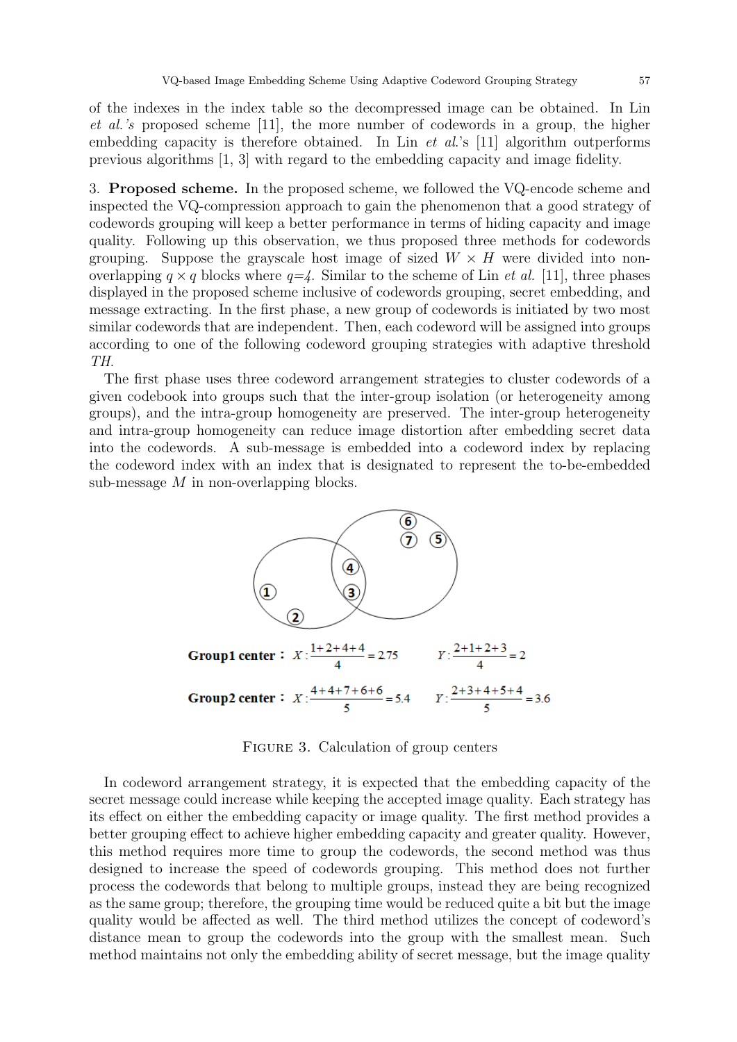of the indexes in the index table so the decompressed image can be obtained. In Lin *et al.'s* proposed scheme [11], the more number of codewords in a group, the higher embedding capacity is therefore obtained. In Lin *et al.*'s [11] algorithm outperforms previous algorithms [1, 3] with regard to the embedding capacity and image fidelity.

3. **Proposed scheme.** In the proposed scheme, we followed the VQ-encode scheme and inspected the VQ-compression approach to gain the phenomenon that a good strategy of codewords grouping will keep a better performance in terms of hiding capacity and image quality. Following up this observation, we thus proposed three methods for codewords grouping. Suppose the grayscale host image of sized $W \times H$ were divided into non-overlapping $q \times q$ blocks where $q=4$. Similar to the scheme of Lin *et al.* [11], three phases displayed in the proposed scheme inclusive of codewords grouping, secret embedding, and message extracting. In the first phase, a new group of codewords is initiated by two most similar codewords that are independent. Then, each codeword will be assigned into groups according to one of the following codeword grouping strategies with adaptive threshold *TH*.

The first phase uses three codeword arrangement strategies to cluster codewords of a given codebook into groups such that the inter-group isolation (or heterogeneity among groups), and the intra-group homogeneity are preserved. The inter-group heterogeneity and intra-group homogeneity can reduce image distortion after embedding secret data into the codewords. A sub-message is embedded into a codeword index by replacing the codeword index with an index that is designated to represent the to-be-embedded sub-message $M$ in non-overlapping blocks.

**Group1 center：** $X: \frac{1+2+4+4}{4} = 2.75 \qquad Y: \frac{2+1+2+3}{4} = 2$

**Group2 center：** $X: \frac{4+4+7+6+6}{5} = 5.4 \qquad Y: \frac{2+3+4+5+4}{5} = 3.6$

FIGURE 3. Calculation of group centers

In codeword arrangement strategy, it is expected that the embedding capacity of the secret message could increase while keeping the accepted image quality. Each strategy has its effect on either the embedding capacity or image quality. The first method provides a better grouping effect to achieve higher embedding capacity and greater quality. However, this method requires more time to group the codewords, the second method was thus designed to increase the speed of codewords grouping. This method does not further process the codewords that belong to multiple groups, instead they are being recognized as the same group; therefore, the grouping time would be reduced quite a bit but the image quality would be affected as well. The third method utilizes the concept of codeword's distance mean to group the codewords into the group with the smallest mean. Such method maintains not only the embedding ability of secret message, but the image quality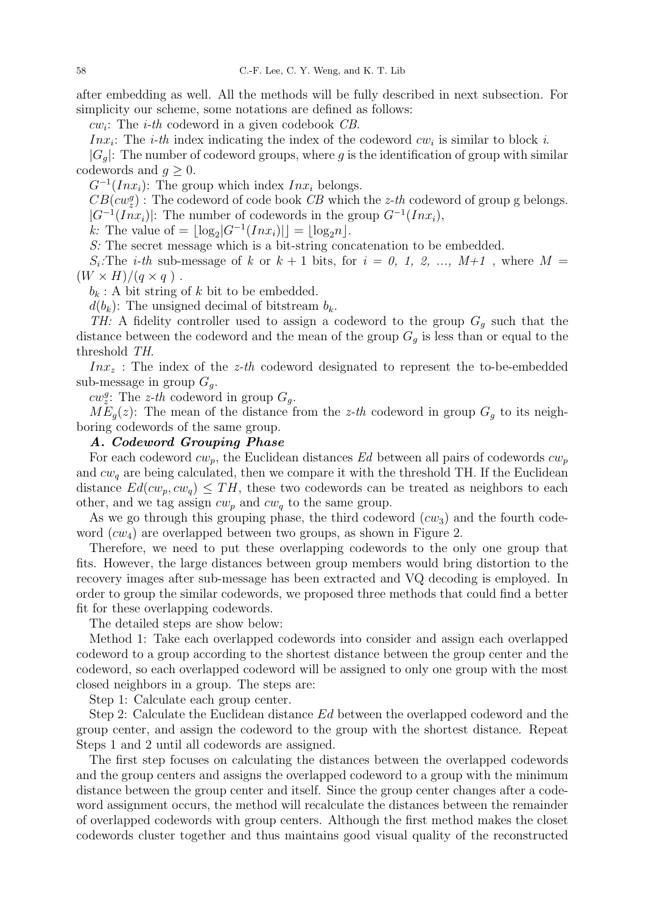after embedding as well. All the methods will be fully described in next subsection. For simplicity our scheme, some notations are defined as follows:

$cw_i$: The *i-th* codeword in a given codebook *CB*.

$Inx_i$: The *i-th* index indicating the index of the codeword $cw_i$ is similar to block *i*.

$|G_g|$: The number of codeword groups, where *g* is the identification of group with similar codewords and $g \geq 0$.

$G^{-1}(Inx_i)$: The group which index $Inx_i$ belongs.

$CB(cw_z^g)$ : The codeword of code book *CB* which the *z-th* codeword of group g belongs.

$|G^{-1}(Inx_i)|$: The number of codewords in the group $G^{-1}(Inx_i)$,

*k:* The value of $= \lfloor \log_2 |G^{-1}(Inx_i)| \rfloor = \lfloor \log_2 n \rfloor$.

*S:* The secret message which is a bit-string concatenation to be embedded.

$S_i$:The *i-th* sub-message of *k* or $k+1$ bits, for $i = 0, 1, 2, \ldots, M+1$ , where $M = (W \times H)/(q \times q)$ .

$b_k$ : A bit string of *k* bit to be embedded.

$d(b_k)$: The unsigned decimal of bitstream $b_k$.

*TH:* A fidelity controller used to assign a codeword to the group $G_g$ such that the distance between the codeword and the mean of the group $G_g$ is less than or equal to the threshold *TH*.

$Inx_z$ : The index of the *z-th* codeword designated to represent the to-be-embedded sub-message in group $G_g$.

$cw_z^g$: The *z-th* codeword in group $G_g$.

$ME_g(z)$: The mean of the distance from the *z-th* codeword in group $G_g$ to its neighboring codewords of the same group.

### *A. Codeword Grouping Phase*

For each codeword $cw_p$, the Euclidean distances *Ed* between all pairs of codewords $cw_p$ and $cw_q$ are being calculated, then we compare it with the threshold TH. If the Euclidean distance $Ed(cw_p, cw_q) \leq TH$, these two codewords can be treated as neighbors to each other, and we tag assign $cw_p$ and $cw_q$ to the same group.

As we go through this grouping phase, the third codeword ($cw_3$) and the fourth codeword ($cw_4$) are overlapped between two groups, as shown in Figure 2.

Therefore, we need to put these overlapping codewords to the only one group that fits. However, the large distances between group members would bring distortion to the recovery images after sub-message has been extracted and VQ decoding is employed. In order to group the similar codewords, we proposed three methods that could find a better fit for these overlapping codewords.

The detailed steps are show below:

Method 1: Take each overlapped codewords into consider and assign each overlapped codeword to a group according to the shortest distance between the group center and the codeword, so each overlapped codeword will be assigned to only one group with the most closed neighbors in a group. The steps are:

Step 1: Calculate each group center.

Step 2: Calculate the Euclidean distance *Ed* between the overlapped codeword and the group center, and assign the codeword to the group with the shortest distance. Repeat Steps 1 and 2 until all codewords are assigned.

The first step focuses on calculating the distances between the overlapped codewords and the group centers and assigns the overlapped codeword to a group with the minimum distance between the group center and itself. Since the group center changes after a codeword assignment occurs, the method will recalculate the distances between the remainder of overlapped codewords with group centers. Although the first method makes the closet codewords cluster together and thus maintains good visual quality of the reconstructed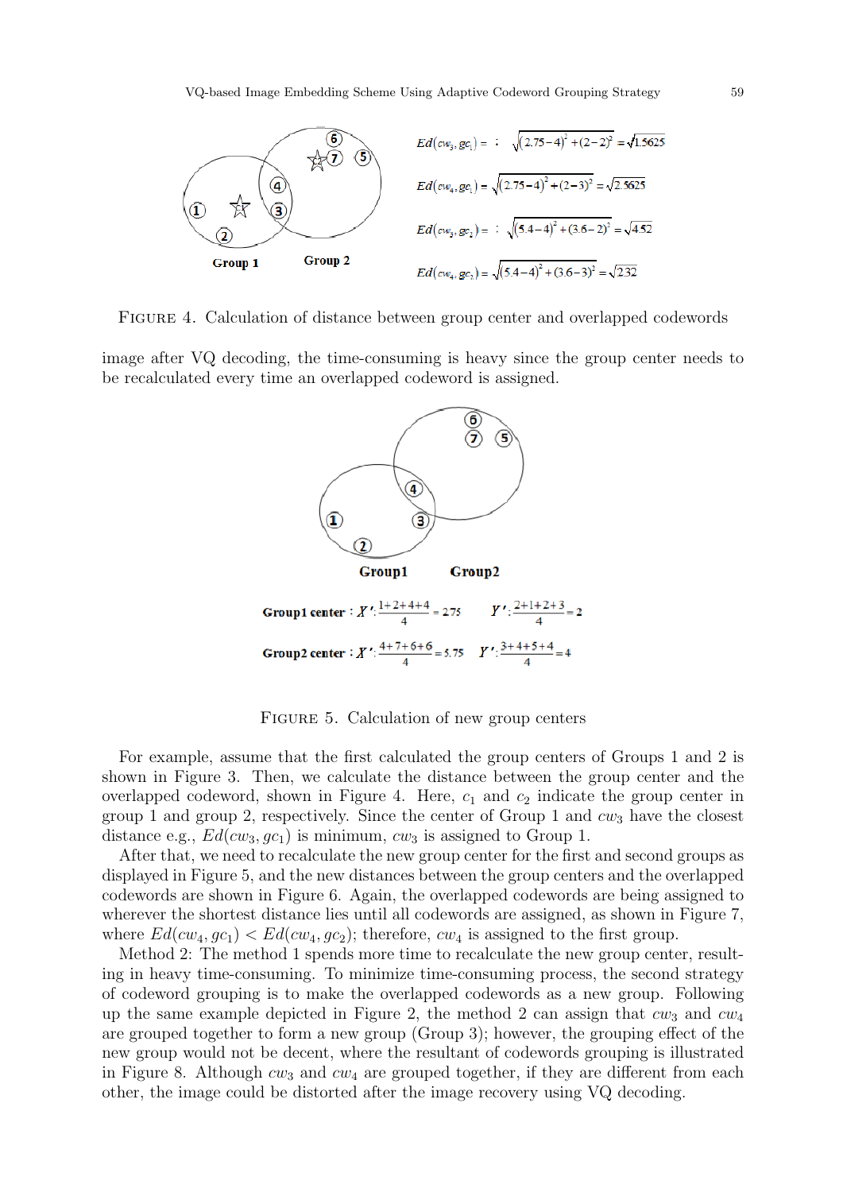$$Ed(cw_3, gc_1) = \sqrt{(2.75-4)^2 + (2-2)^2} = \sqrt{1.5625}$$

$$Ed(cw_4, gc_1) = \sqrt{(2.75-4)^2 + (2-3)^2} = \sqrt{2.5625}$$

$$Ed(cw_3, gc_2) = \sqrt{(5.4-4)^2 + (3.6-2)^2} = \sqrt{4.52}$$

$$Ed(cw_4, gc_2) = \sqrt{(5.4-4)^2 + (3.6-3)^2} = \sqrt{2.32}$$

FIGURE 4. Calculation of distance between group center and overlapped codewords

image after VQ decoding, the time-consuming is heavy since the group center needs to be recalculated every time an overlapped codeword is assigned.

Group1 center : $X' : \frac{1+2+4+4}{4} = 2.75$ $Y' : \frac{2+1+2+3}{4} = 2$

Group2 center : $X' : \frac{4+7+6+6}{4} = 5.75$ $Y' : \frac{3+4+5+4}{4} = 4$

FIGURE 5. Calculation of new group centers

For example, assume that the first calculated the group centers of Groups 1 and 2 is shown in Figure 3. Then, we calculate the distance between the group center and the overlapped codeword, shown in Figure 4. Here, $c_1$ and $c_2$ indicate the group center in group 1 and group 2, respectively. Since the center of Group 1 and $cw_3$ have the closest distance e.g., $Ed(cw_3, gc_1)$ is minimum, $cw_3$ is assigned to Group 1.

After that, we need to recalculate the new group center for the first and second groups as displayed in Figure 5, and the new distances between the group centers and the overlapped codewords are shown in Figure 6. Again, the overlapped codewords are being assigned to wherever the shortest distance lies until all codewords are assigned, as shown in Figure 7, where $Ed(cw_4, gc_1) < Ed(cw_4, gc_2)$; therefore, $cw_4$ is assigned to the first group.

Method 2: The method 1 spends more time to recalculate the new group center, resulting in heavy time-consuming. To minimize time-consuming process, the second strategy of codeword grouping is to make the overlapped codewords as a new group. Following up the same example depicted in Figure 2, the method 2 can assign that $cw_3$ and $cw_4$ are grouped together to form a new group (Group 3); however, the grouping effect of the new group would not be decent, where the resultant of codewords grouping is illustrated in Figure 8. Although $cw_3$ and $cw_4$ are grouped together, if they are different from each other, the image could be distorted after the image recovery using VQ decoding.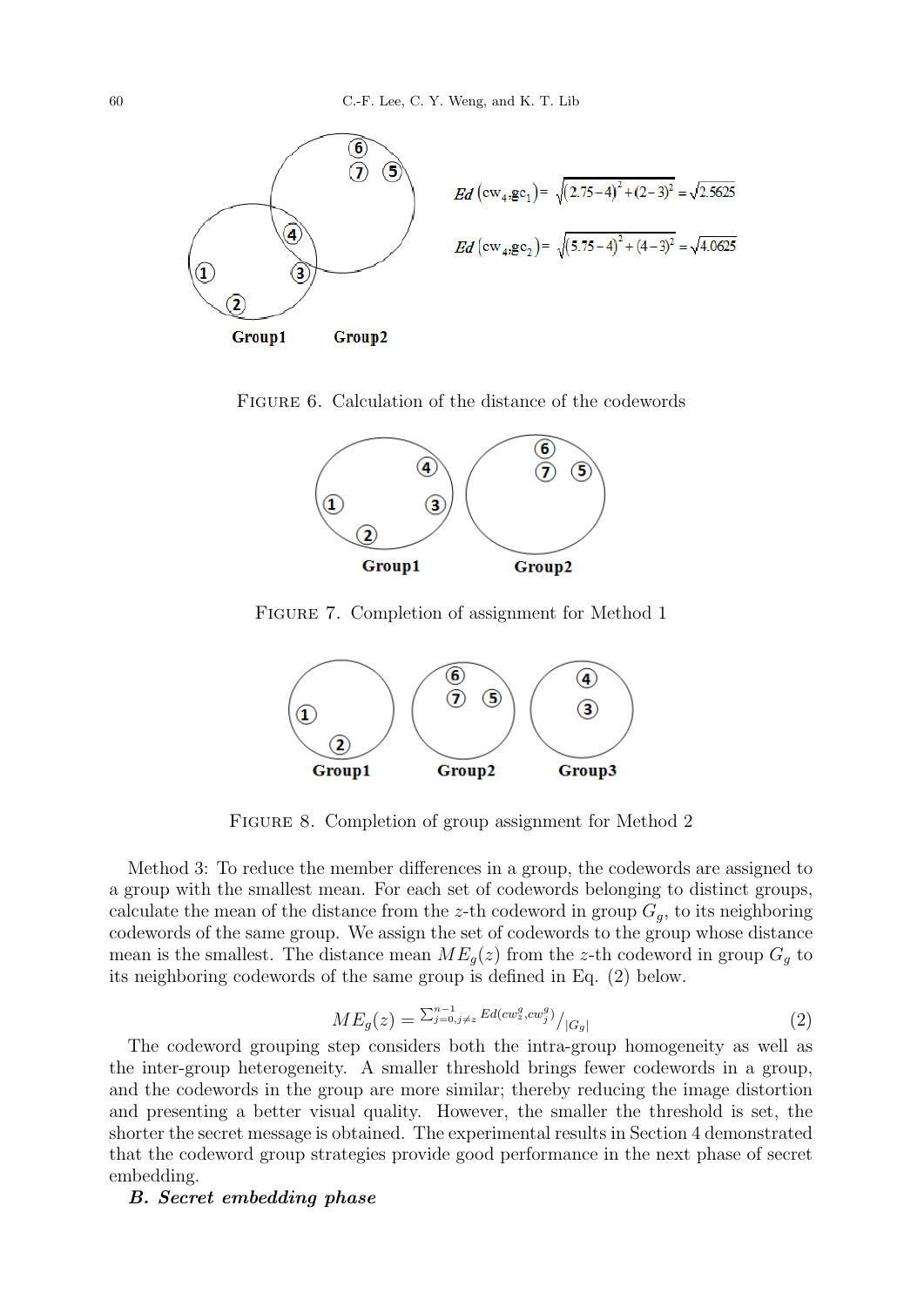$Ed\,(cw_{4:}gc_1) = \sqrt{(2.75-4)^2+(2-3)^2} = \sqrt{2.5625}$

$Ed\,(cw_{4:}gc_2) = \sqrt{(5.75-4)^2+(4-3)^2} = \sqrt{4.0625}$

Figure 6. Calculation of the distance of the codewords

Figure 7. Completion of assignment for Method 1

Figure 8. Completion of group assignment for Method 2

Method 3: To reduce the member differences in a group, the codewords are assigned to a group with the smallest mean. For each set of codewords belonging to distinct groups, calculate the mean of the distance from the $z$-th codeword in group $G_g$, to its neighboring codewords of the same group. We assign the set of codewords to the group whose distance mean is the smallest. The distance mean $ME_g(z)$ from the $z$-th codeword in group $G_g$ to its neighboring codewords of the same group is defined in Eq. (2) below.

$$ME_g(z) = {}^{\sum_{j=0, j\neq z}^{n-1} Ed(cw_z^g, cw_j^g)} / {}_{|G_g|} \tag{2}$$

The codeword grouping step considers both the intra-group homogeneity as well as the inter-group heterogeneity. A smaller threshold brings fewer codewords in a group, and the codewords in the group are more similar; thereby reducing the image distortion and presenting a better visual quality. However, the smaller the threshold is set, the shorter the secret message is obtained. The experimental results in Section 4 demonstrated that the codeword group strategies provide good performance in the next phase of secret embedding.

***B. Secret embedding phase***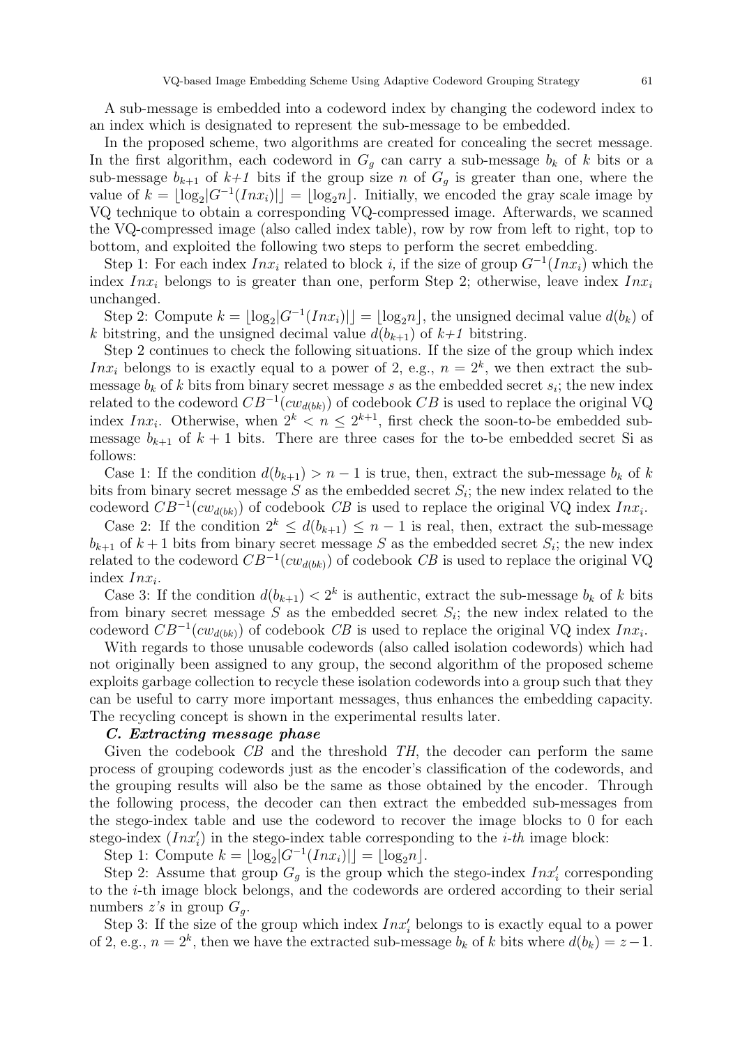A sub-message is embedded into a codeword index by changing the codeword index to an index which is designated to represent the sub-message to be embedded.

In the proposed scheme, two algorithms are created for concealing the secret message. In the first algorithm, each codeword in $G_g$ can carry a sub-message $b_k$ of $k$ bits or a sub-message $b_{k+1}$ of *k+1* bits if the group size $n$ of $G_g$ is greater than one, where the value of $k = \lfloor \log_2 |G^{-1}(Inx_i)| \rfloor = \lfloor \log_2 n \rfloor$. Initially, we encoded the gray scale image by VQ technique to obtain a corresponding VQ-compressed image. Afterwards, we scanned the VQ-compressed image (also called index table), row by row from left to right, top to bottom, and exploited the following two steps to perform the secret embedding.

Step 1: For each index $Inx_i$ related to block *i,* if the size of group $G^{-1}(Inx_i)$ which the index $Inx_i$ belongs to is greater than one, perform Step 2; otherwise, leave index $Inx_i$ unchanged.

Step 2: Compute $k = \lfloor \log_2 |G^{-1}(Inx_i)| \rfloor = \lfloor \log_2 n \rfloor$, the unsigned decimal value $d(b_k)$ of $k$ bitstring, and the unsigned decimal value $d(b_{k+1})$ of *k+1* bitstring.

Step 2 continues to check the following situations. If the size of the group which index $Inx_i$ belongs to is exactly equal to a power of 2, e.g., $n = 2^k$, we then extract the sub-message $b_k$ of $k$ bits from binary secret message $s$ as the embedded secret $s_i$; the new index related to the codeword $CB^{-1}(cw_{d(bk)})$ of codebook $CB$ is used to replace the original VQ index $Inx_i$. Otherwise, when $2^k < n \leq 2^{k+1}$, first check the soon-to-be embedded sub-message $b_{k+1}$ of $k + 1$ bits. There are three cases for the to-be embedded secret Si as follows:

Case 1: If the condition $d(b_{k+1}) > n - 1$ is true, then, extract the sub-message $b_k$ of $k$ bits from binary secret message $S$ as the embedded secret $S_i$; the new index related to the codeword $CB^{-1}(cw_{d(bk)})$ of codebook $CB$ is used to replace the original VQ index $Inx_i$.

Case 2: If the condition $2^k \leq d(b_{k+1}) \leq n - 1$ is real, then, extract the sub-message $b_{k+1}$ of $k+1$ bits from binary secret message $S$ as the embedded secret $S_i$; the new index related to the codeword $CB^{-1}(cw_{d(bk)})$ of codebook $CB$ is used to replace the original VQ index $Inx_i$.

Case 3: If the condition $d(b_{k+1}) < 2^k$ is authentic, extract the sub-message $b_k$ of $k$ bits from binary secret message $S$ as the embedded secret $S_i$; the new index related to the codeword $CB^{-1}(cw_{d(bk)})$ of codebook $CB$ is used to replace the original VQ index $Inx_i$.

With regards to those unusable codewords (also called isolation codewords) which had not originally been assigned to any group, the second algorithm of the proposed scheme exploits garbage collection to recycle these isolation codewords into a group such that they can be useful to carry more important messages, thus enhances the embedding capacity. The recycling concept is shown in the experimental results later.

### *C. Extracting message phase*

Given the codebook $CB$ and the threshold $TH$, the decoder can perform the same process of grouping codewords just as the encoder's classification of the codewords, and the grouping results will also be the same as those obtained by the encoder. Through the following process, the decoder can then extract the embedded sub-messages from the stego-index table and use the codeword to recover the image blocks to 0 for each stego-index ($Inx'_i$) in the stego-index table corresponding to the *i-th* image block:

Step 1: Compute $k = \lfloor \log_2 |G^{-1}(Inx_i)| \rfloor = \lfloor \log_2 n \rfloor$.

Step 2: Assume that group $G_g$ is the group which the stego-index $Inx'_i$ corresponding to the $i$-th image block belongs, and the codewords are ordered according to their serial numbers *z's* in group $G_g$.

Step 3: If the size of the group which index $Inx'_i$ belongs to is exactly equal to a power of 2, e.g., $n = 2^k$, then we have the extracted sub-message $b_k$ of $k$ bits where $d(b_k) = z - 1$.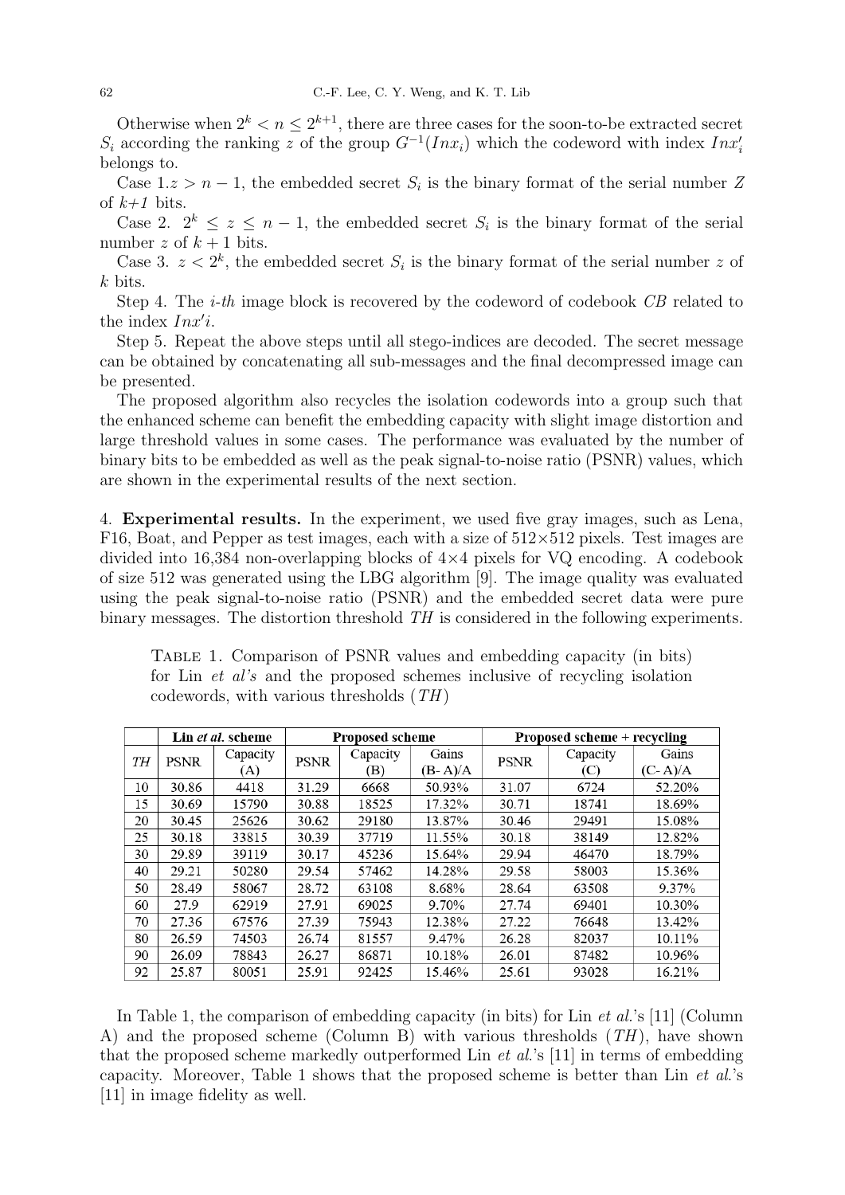Otherwise when $2^k < n \leq 2^{k+1}$, there are three cases for the soon-to-be extracted secret $S_i$ according the ranking $z$ of the group $G^{-1}(Inx_i)$ which the codeword with index $Inx'_i$ belongs to.

Case 1.$z > n - 1$, the embedded secret $S_i$ is the binary format of the serial number $Z$ of *k+1* bits.

Case 2. $2^k \leq z \leq n - 1$, the embedded secret $S_i$ is the binary format of the serial number $z$ of $k + 1$ bits.

Case 3. $z < 2^k$, the embedded secret $S_i$ is the binary format of the serial number $z$ of $k$ bits.

Step 4. The *i-th* image block is recovered by the codeword of codebook *CB* related to the index $Inx'i$.

Step 5. Repeat the above steps until all stego-indices are decoded. The secret message can be obtained by concatenating all sub-messages and the final decompressed image can be presented.

The proposed algorithm also recycles the isolation codewords into a group such that the enhanced scheme can benefit the embedding capacity with slight image distortion and large threshold values in some cases. The performance was evaluated by the number of binary bits to be embedded as well as the peak signal-to-noise ratio (PSNR) values, which are shown in the experimental results of the next section.

## 4. Experimental results.

In the experiment, we used five gray images, such as Lena, F16, Boat, and Pepper as test images, each with a size of 512×512 pixels. Test images are divided into 16,384 non-overlapping blocks of 4×4 pixels for VQ encoding. A codebook of size 512 was generated using the LBG algorithm [9]. The image quality was evaluated using the peak signal-to-noise ratio (PSNR) and the embedded secret data were pure binary messages. The distortion threshold *TH* is considered in the following experiments.

Table 1. Comparison of PSNR values and embedding capacity (in bits) for Lin *et al's* and the proposed schemes inclusive of recycling isolation codewords, with various thresholds (*TH*)

| | Lin *et al.* scheme | | Proposed scheme | | | Proposed scheme + recycling | | |
|---|---|---|---|---|---|---|---|---|
| *TH* | PSNR | Capacity (A) | PSNR | Capacity (B) | Gains (B- A)/A | PSNR | Capacity (C) | Gains (C- A)/A |
| 10 | 30.86 | 4418 | 31.29 | 6668 | 50.93% | 31.07 | 6724 | 52.20% |
| 15 | 30.69 | 15790 | 30.88 | 18525 | 17.32% | 30.71 | 18741 | 18.69% |
| 20 | 30.45 | 25626 | 30.62 | 29180 | 13.87% | 30.46 | 29491 | 15.08% |
| 25 | 30.18 | 33815 | 30.39 | 37719 | 11.55% | 30.18 | 38149 | 12.82% |
| 30 | 29.89 | 39119 | 30.17 | 45236 | 15.64% | 29.94 | 46470 | 18.79% |
| 40 | 29.21 | 50280 | 29.54 | 57462 | 14.28% | 29.58 | 58003 | 15.36% |
| 50 | 28.49 | 58067 | 28.72 | 63108 | 8.68% | 28.64 | 63508 | 9.37% |
| 60 | 27.9 | 62919 | 27.91 | 69025 | 9.70% | 27.74 | 69401 | 10.30% |
| 70 | 27.36 | 67576 | 27.39 | 75943 | 12.38% | 27.22 | 76648 | 13.42% |
| 80 | 26.59 | 74503 | 26.74 | 81557 | 9.47% | 26.28 | 82037 | 10.11% |
| 90 | 26.09 | 78843 | 26.27 | 86871 | 10.18% | 26.01 | 87482 | 10.96% |
| 92 | 25.87 | 80051 | 25.91 | 92425 | 15.46% | 25.61 | 93028 | 16.21% |

In Table 1, the comparison of embedding capacity (in bits) for Lin *et al.*'s [11] (Column A) and the proposed scheme (Column B) with various thresholds (*TH*), have shown that the proposed scheme markedly outperformed Lin *et al.*'s [11] in terms of embedding capacity. Moreover, Table 1 shows that the proposed scheme is better than Lin *et al.*'s [11] in image fidelity as well.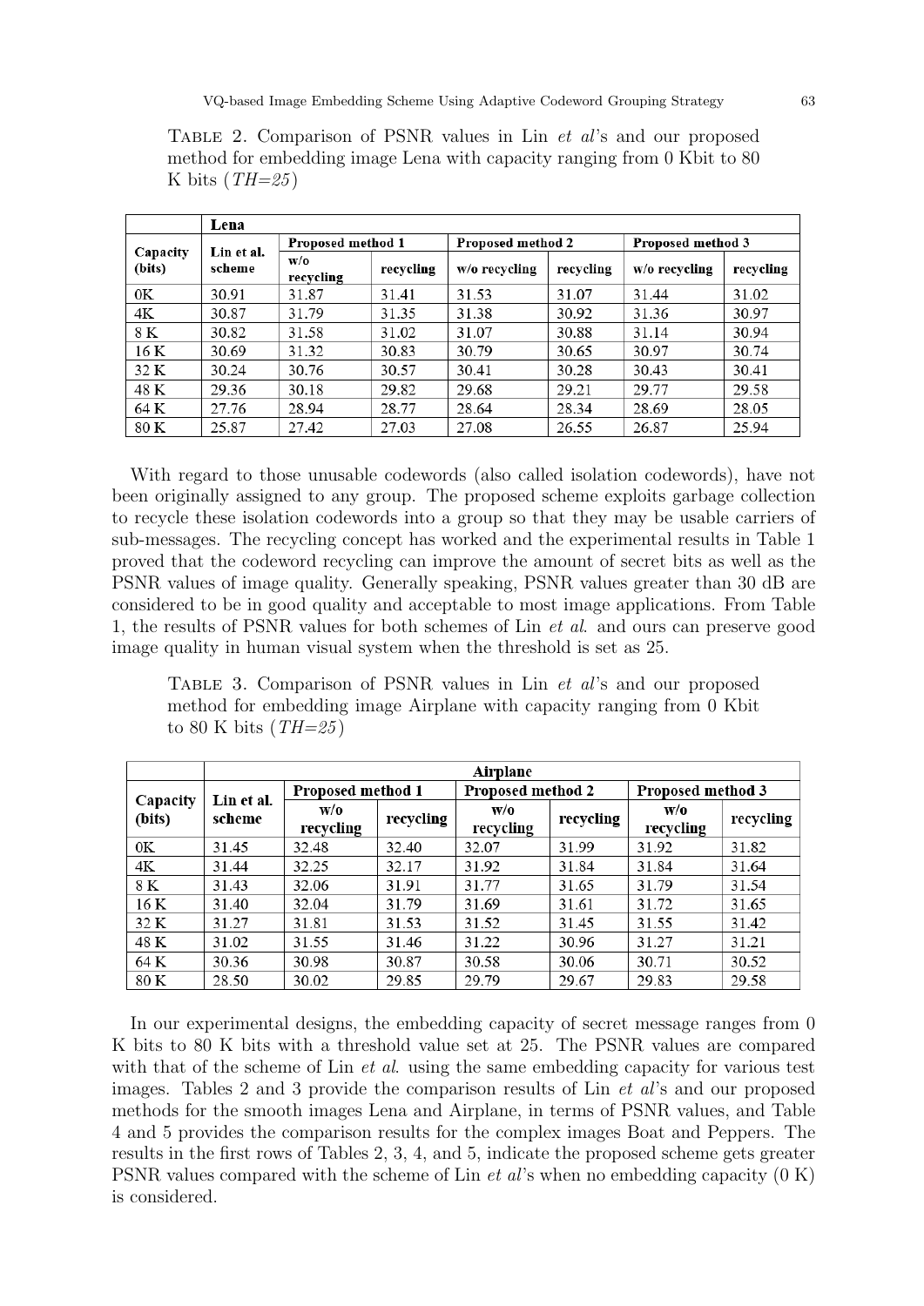Table 2. Comparison of PSNR values in Lin *et al*'s and our proposed method for embedding image Lena with capacity ranging from 0 Kbit to 80 K bits (*TH=25*)

| | Lena | | | | | | |
|---|---|---|---|---|---|---|---|
| Capacity (bits) | Lin et al. scheme | Proposed method 1 | | Proposed method 2 | | Proposed method 3 | |
| | | w/o recycling | recycling | w/o recycling | recycling | w/o recycling | recycling |
| 0K | 30.91 | 31.87 | 31.41 | 31.53 | 31.07 | 31.44 | 31.02 |
| 4K | 30.87 | 31.79 | 31.35 | 31.38 | 30.92 | 31.36 | 30.97 |
| 8 K | 30.82 | 31.58 | 31.02 | 31.07 | 30.88 | 31.14 | 30.94 |
| 16 K | 30.69 | 31.32 | 30.83 | 30.79 | 30.65 | 30.97 | 30.74 |
| 32 K | 30.24 | 30.76 | 30.57 | 30.41 | 30.28 | 30.43 | 30.41 |
| 48 K | 29.36 | 30.18 | 29.82 | 29.68 | 29.21 | 29.77 | 29.58 |
| 64 K | 27.76 | 28.94 | 28.77 | 28.64 | 28.34 | 28.69 | 28.05 |
| 80 K | 25.87 | 27.42 | 27.03 | 27.08 | 26.55 | 26.87 | 25.94 |

With regard to those unusable codewords (also called isolation codewords), have not been originally assigned to any group. The proposed scheme exploits garbage collection to recycle these isolation codewords into a group so that they may be usable carriers of sub-messages. The recycling concept has worked and the experimental results in Table 1 proved that the codeword recycling can improve the amount of secret bits as well as the PSNR values of image quality. Generally speaking, PSNR values greater than 30 dB are considered to be in good quality and acceptable to most image applications. From Table 1, the results of PSNR values for both schemes of Lin *et al.* and ours can preserve good image quality in human visual system when the threshold is set as 25.

Table 3. Comparison of PSNR values in Lin *et al*'s and our proposed method for embedding image Airplane with capacity ranging from 0 Kbit to 80 K bits (*TH=25*)

| | Airplane | | | | | | |
|---|---|---|---|---|---|---|---|
| Capacity (bits) | Lin et al. scheme | Proposed method 1 | | Proposed method 2 | | Proposed method 3 | |
| | | w/o recycling | recycling | w/o recycling | recycling | w/o recycling | recycling |
| 0K | 31.45 | 32.48 | 32.40 | 32.07 | 31.99 | 31.92 | 31.82 |
| 4K | 31.44 | 32.25 | 32.17 | 31.92 | 31.84 | 31.84 | 31.64 |
| 8 K | 31.43 | 32.06 | 31.91 | 31.77 | 31.65 | 31.79 | 31.54 |
| 16 K | 31.40 | 32.04 | 31.79 | 31.69 | 31.61 | 31.72 | 31.65 |
| 32 K | 31.27 | 31.81 | 31.53 | 31.52 | 31.45 | 31.55 | 31.42 |
| 48 K | 31.02 | 31.55 | 31.46 | 31.22 | 30.96 | 31.27 | 31.21 |
| 64 K | 30.36 | 30.98 | 30.87 | 30.58 | 30.06 | 30.71 | 30.52 |
| 80 K | 28.50 | 30.02 | 29.85 | 29.79 | 29.67 | 29.83 | 29.58 |

In our experimental designs, the embedding capacity of secret message ranges from 0 K bits to 80 K bits with a threshold value set at 25. The PSNR values are compared with that of the scheme of Lin *et al.* using the same embedding capacity for various test images. Tables 2 and 3 provide the comparison results of Lin *et al*'s and our proposed methods for the smooth images Lena and Airplane, in terms of PSNR values, and Table 4 and 5 provides the comparison results for the complex images Boat and Peppers. The results in the first rows of Tables 2, 3, 4, and 5, indicate the proposed scheme gets greater PSNR values compared with the scheme of Lin *et al*'s when no embedding capacity (0 K) is considered.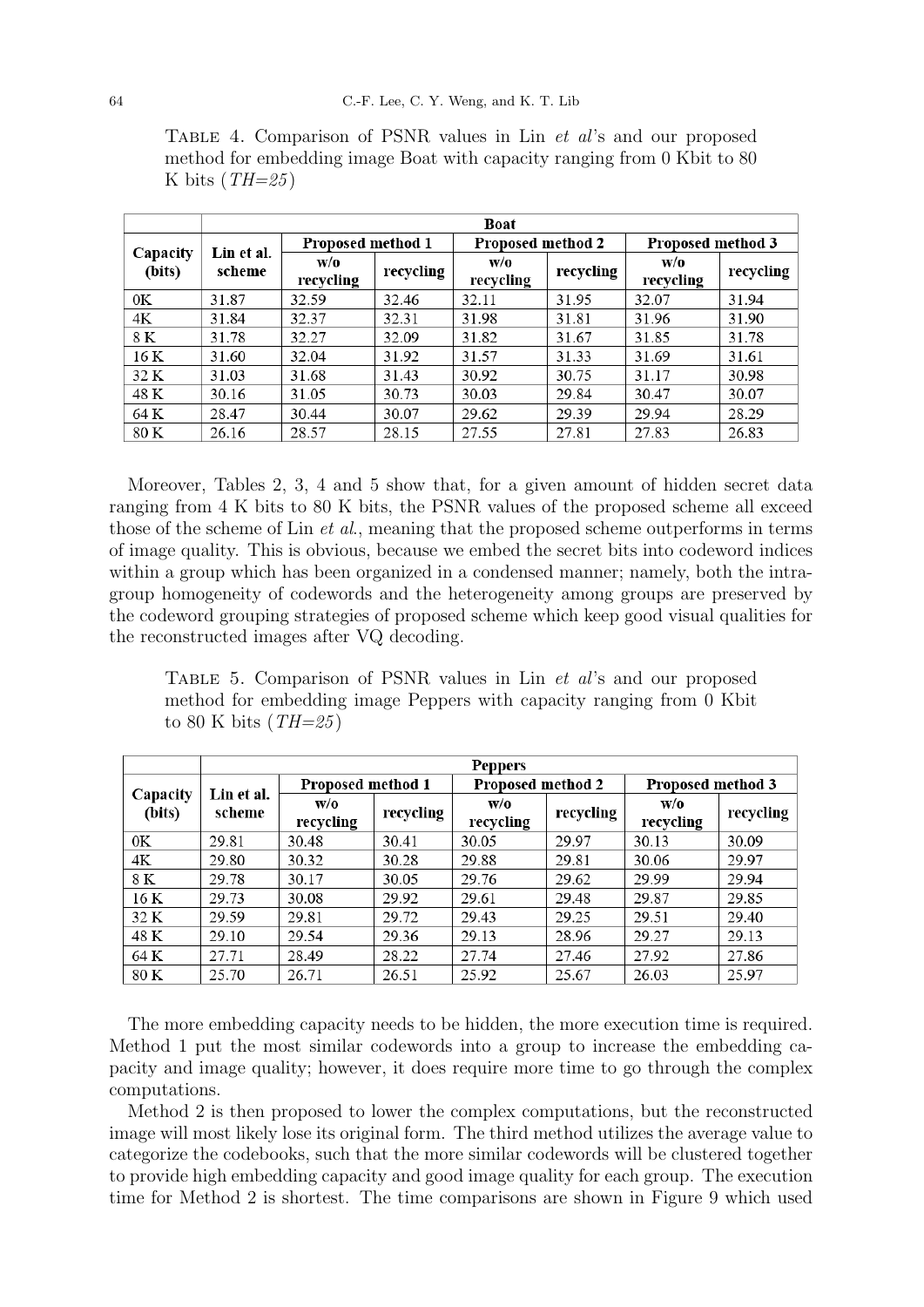Table 4. Comparison of PSNR values in Lin *et al*'s and our proposed method for embedding image Boat with capacity ranging from 0 Kbit to 80 K bits (*TH=25*)

| Capacity (bits) | Boat | | | | | | |
|---|---|---|---|---|---|---|---|
| | Lin et al. scheme | Proposed method 1 | | Proposed method 2 | | Proposed method 3 | |
| | | w/o recycling | recycling | w/o recycling | recycling | w/o recycling | recycling |
| 0K | 31.87 | 32.59 | 32.46 | 32.11 | 31.95 | 32.07 | 31.94 |
| 4K | 31.84 | 32.37 | 32.31 | 31.98 | 31.81 | 31.96 | 31.90 |
| 8 K | 31.78 | 32.27 | 32.09 | 31.82 | 31.67 | 31.85 | 31.78 |
| 16 K | 31.60 | 32.04 | 31.92 | 31.57 | 31.33 | 31.69 | 31.61 |
| 32 K | 31.03 | 31.68 | 31.43 | 30.92 | 30.75 | 31.17 | 30.98 |
| 48 K | 30.16 | 31.05 | 30.73 | 30.03 | 29.84 | 30.47 | 30.07 |
| 64 K | 28.47 | 30.44 | 30.07 | 29.62 | 29.39 | 29.94 | 28.29 |
| 80 K | 26.16 | 28.57 | 28.15 | 27.55 | 27.81 | 27.83 | 26.83 |

Moreover, Tables 2, 3, 4 and 5 show that, for a given amount of hidden secret data ranging from 4 K bits to 80 K bits, the PSNR values of the proposed scheme all exceed those of the scheme of Lin *et al.*, meaning that the proposed scheme outperforms in terms of image quality. This is obvious, because we embed the secret bits into codeword indices within a group which has been organized in a condensed manner; namely, both the intra-group homogeneity of codewords and the heterogeneity among groups are preserved by the codeword grouping strategies of proposed scheme which keep good visual qualities for the reconstructed images after VQ decoding.

Table 5. Comparison of PSNR values in Lin *et al*'s and our proposed method for embedding image Peppers with capacity ranging from 0 Kbit to 80 K bits (*TH=25*)

| Capacity (bits) | Peppers | | | | | | |
|---|---|---|---|---|---|---|---|
| | Lin et al. scheme | Proposed method 1 | | Proposed method 2 | | Proposed method 3 | |
| | | w/o recycling | recycling | w/o recycling | recycling | w/o recycling | recycling |
| 0K | 29.81 | 30.48 | 30.41 | 30.05 | 29.97 | 30.13 | 30.09 |
| 4K | 29.80 | 30.32 | 30.28 | 29.88 | 29.81 | 30.06 | 29.97 |
| 8 K | 29.78 | 30.17 | 30.05 | 29.76 | 29.62 | 29.99 | 29.94 |
| 16 K | 29.73 | 30.08 | 29.92 | 29.61 | 29.48 | 29.87 | 29.85 |
| 32 K | 29.59 | 29.81 | 29.72 | 29.43 | 29.25 | 29.51 | 29.40 |
| 48 K | 29.10 | 29.54 | 29.36 | 29.13 | 28.96 | 29.27 | 29.13 |
| 64 K | 27.71 | 28.49 | 28.22 | 27.74 | 27.46 | 27.92 | 27.86 |
| 80 K | 25.70 | 26.71 | 26.51 | 25.92 | 25.67 | 26.03 | 25.97 |

The more embedding capacity needs to be hidden, the more execution time is required. Method 1 put the most similar codewords into a group to increase the embedding capacity and image quality; however, it does require more time to go through the complex computations.

Method 2 is then proposed to lower the complex computations, but the reconstructed image will most likely lose its original form. The third method utilizes the average value to categorize the codebooks, such that the more similar codewords will be clustered together to provide high embedding capacity and good image quality for each group. The execution time for Method 2 is shortest. The time comparisons are shown in Figure 9 which used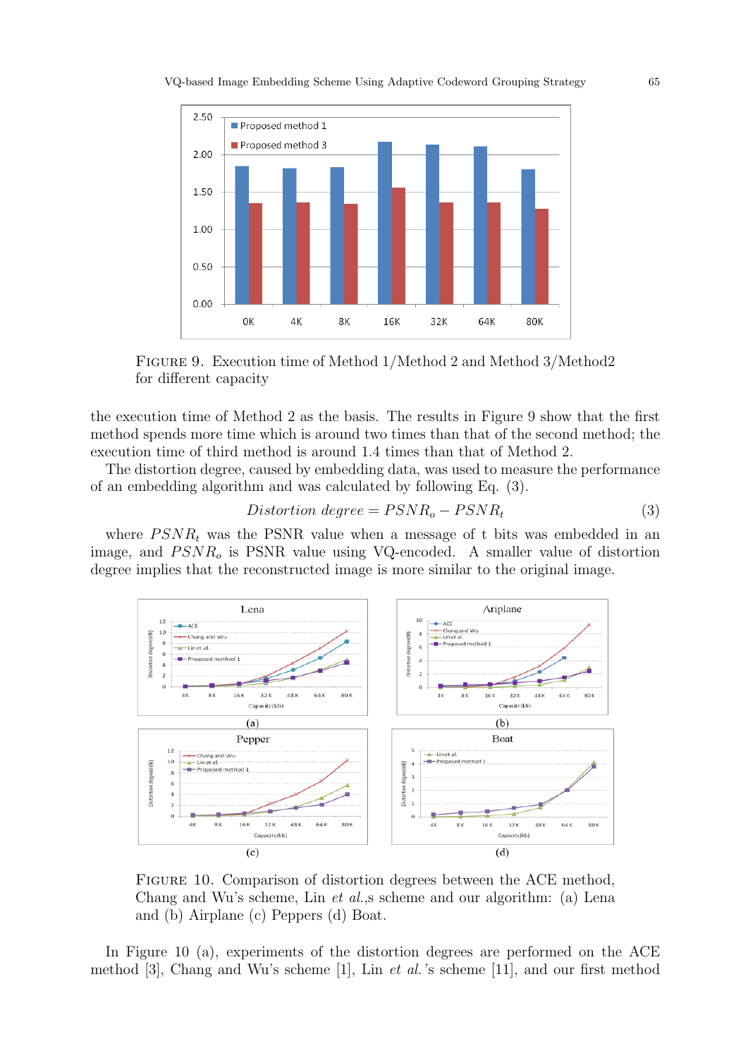FIGURE 9. Execution time of Method 1/Method 2 and Method 3/Method2 for different capacity

the execution time of Method 2 as the basis. The results in Figure 9 show that the first method spends more time which is around two times than that of the second method; the execution time of third method is around 1.4 times than that of Method 2.

The distortion degree, caused by embedding data, was used to measure the performance of an embedding algorithm and was calculated by following Eq. (3).

$$Distortion\ degree = PSNR_o - PSNR_t \tag{3}$$

where $PSNR_t$ was the PSNR value when a message of t bits was embedded in an image, and $PSNR_o$ is PSNR value using VQ-encoded. A smaller value of distortion degree implies that the reconstructed image is more similar to the original image.

FIGURE 10. Comparison of distortion degrees between the ACE method, Chang and Wu's scheme, Lin *et al.*,s scheme and our algorithm: (a) Lena and (b) Airplane (c) Peppers (d) Boat.

In Figure 10 (a), experiments of the distortion degrees are performed on the ACE method [3], Chang and Wu's scheme [1], Lin *et al.*'s scheme [11], and our first method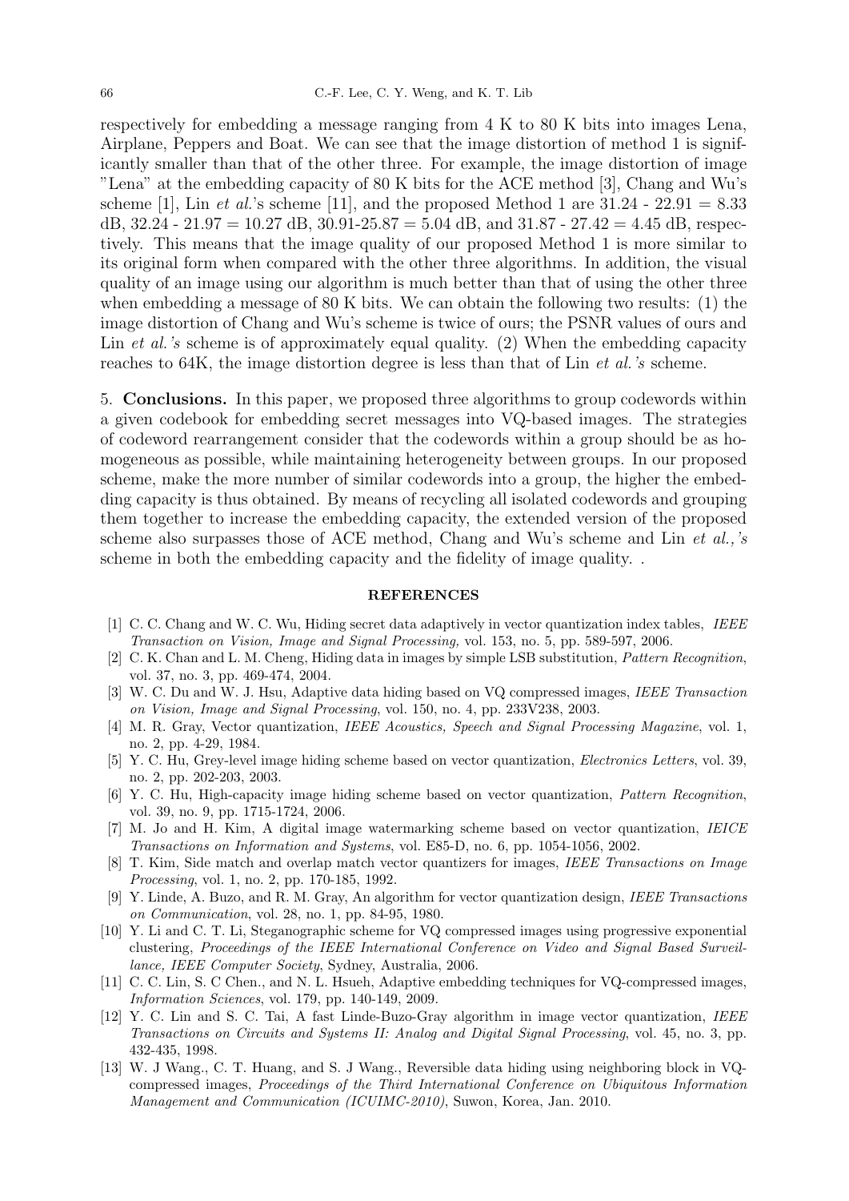respectively for embedding a message ranging from 4 K to 80 K bits into images Lena, Airplane, Peppers and Boat. We can see that the image distortion of method 1 is significantly smaller than that of the other three. For example, the image distortion of image "Lena" at the embedding capacity of 80 K bits for the ACE method [3], Chang and Wu's scheme [1], Lin *et al.*'s scheme [11], and the proposed Method 1 are 31.24 - 22.91 = 8.33 dB, 32.24 - 21.97 = 10.27 dB, 30.91-25.87 = 5.04 dB, and 31.87 - 27.42 = 4.45 dB, respectively. This means that the image quality of our proposed Method 1 is more similar to its original form when compared with the other three algorithms. In addition, the visual quality of an image using our algorithm is much better than that of using the other three when embedding a message of 80 K bits. We can obtain the following two results: (1) the image distortion of Chang and Wu's scheme is twice of ours; the PSNR values of ours and Lin *et al.'s* scheme is of approximately equal quality. (2) When the embedding capacity reaches to 64K, the image distortion degree is less than that of Lin *et al.'s* scheme.

5. **Conclusions.** In this paper, we proposed three algorithms to group codewords within a given codebook for embedding secret messages into VQ-based images. The strategies of codeword rearrangement consider that the codewords within a group should be as homogeneous as possible, while maintaining heterogeneity between groups. In our proposed scheme, make the more number of similar codewords into a group, the higher the embedding capacity is thus obtained. By means of recycling all isolated codewords and grouping them together to increase the embedding capacity, the extended version of the proposed scheme also surpasses those of ACE method, Chang and Wu's scheme and Lin *et al.,'s* scheme in both the embedding capacity and the fidelity of image quality. .

## REFERENCES

[1] C. C. Chang and W. C. Wu, Hiding secret data adaptively in vector quantization index tables, *IEEE Transaction on Vision, Image and Signal Processing*, vol. 153, no. 5, pp. 589-597, 2006.

[2] C. K. Chan and L. M. Cheng, Hiding data in images by simple LSB substitution, *Pattern Recognition*, vol. 37, no. 3, pp. 469-474, 2004.

[3] W. C. Du and W. J. Hsu, Adaptive data hiding based on VQ compressed images, *IEEE Transaction on Vision, Image and Signal Processing*, vol. 150, no. 4, pp. 233V238, 2003.

[4] M. R. Gray, Vector quantization, *IEEE Acoustics, Speech and Signal Processing Magazine*, vol. 1, no. 2, pp. 4-29, 1984.

[5] Y. C. Hu, Grey-level image hiding scheme based on vector quantization, *Electronics Letters*, vol. 39, no. 2, pp. 202-203, 2003.

[6] Y. C. Hu, High-capacity image hiding scheme based on vector quantization, *Pattern Recognition*, vol. 39, no. 9, pp. 1715-1724, 2006.

[7] M. Jo and H. Kim, A digital image watermarking scheme based on vector quantization, *IEICE Transactions on Information and Systems*, vol. E85-D, no. 6, pp. 1054-1056, 2002.

[8] T. Kim, Side match and overlap match vector quantizers for images, *IEEE Transactions on Image Processing*, vol. 1, no. 2, pp. 170-185, 1992.

[9] Y. Linde, A. Buzo, and R. M. Gray, An algorithm for vector quantization design, *IEEE Transactions on Communication*, vol. 28, no. 1, pp. 84-95, 1980.

[10] Y. Li and C. T. Li, Steganographic scheme for VQ compressed images using progressive exponential clustering, *Proceedings of the IEEE International Conference on Video and Signal Based Surveillance, IEEE Computer Society*, Sydney, Australia, 2006.

[11] C. C. Lin, S. C Chen., and N. L. Hsueh, Adaptive embedding techniques for VQ-compressed images, *Information Sciences*, vol. 179, pp. 140-149, 2009.

[12] Y. C. Lin and S. C. Tai, A fast Linde-Buzo-Gray algorithm in image vector quantization, *IEEE Transactions on Circuits and Systems II: Analog and Digital Signal Processing*, vol. 45, no. 3, pp. 432-435, 1998.

[13] W. J Wang., C. T. Huang, and S. J Wang., Reversible data hiding using neighboring block in VQ-compressed images, *Proceedings of the Third International Conference on Ubiquitous Information Management and Communication (ICUIMC-2010)*, Suwon, Korea, Jan. 2010.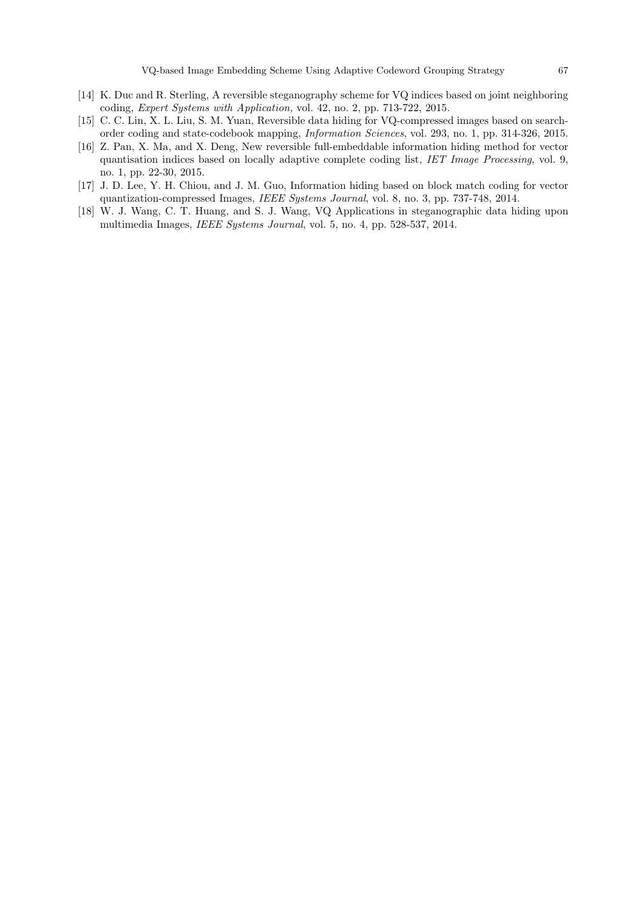[14] K. Duc and R. Sterling, A reversible steganography scheme for VQ indices based on joint neighboring coding, *Expert Systems with Application*, vol. 42, no. 2, pp. 713-722, 2015.

[15] C. C. Lin, X. L. Liu, S. M. Yuan, Reversible data hiding for VQ-compressed images based on search-order coding and state-codebook mapping, *Information Sciences*, vol. 293, no. 1, pp. 314-326, 2015.

[16] Z. Pan, X. Ma, and X. Deng, New reversible full-embeddable information hiding method for vector quantisation indices based on locally adaptive complete coding list, *IET Image Processing*, vol. 9, no. 1, pp. 22-30, 2015.

[17] J. D. Lee, Y. H. Chiou, and J. M. Guo, Information hiding based on block match coding for vector quantization-compressed Images, *IEEE Systems Journal*, vol. 8, no. 3, pp. 737-748, 2014.

[18] W. J. Wang, C. T. Huang, and S. J. Wang, VQ Applications in steganographic data hiding upon multimedia Images, *IEEE Systems Journal*, vol. 5, no. 4, pp. 528-537, 2014.